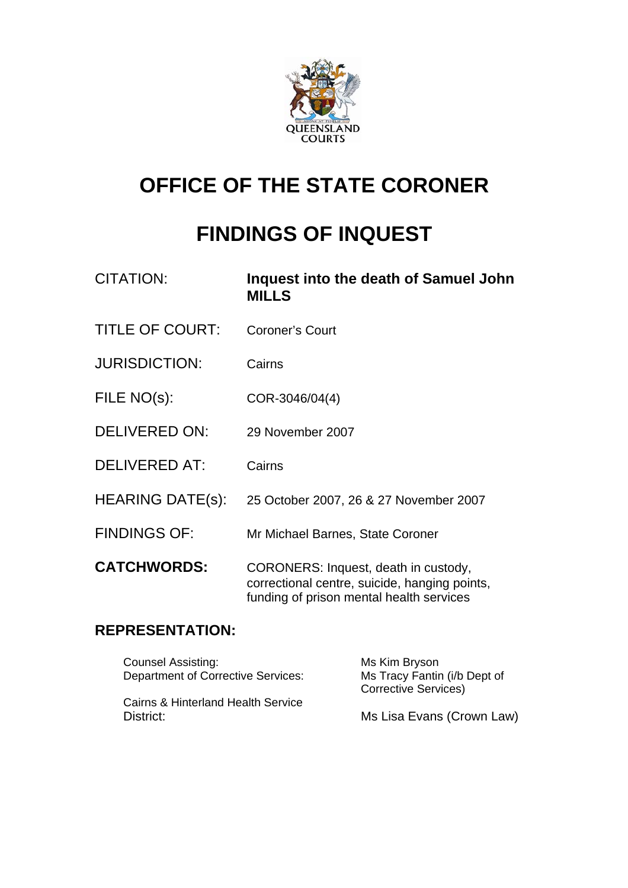QUEENSLAND COURTS

# OFFICE OF THE STATE CORONER

# FINDINGS OF INQUEST

| | |
|---|---|
| CITATION: | **Inquest into the death of Samuel John MILLS** |
| TITLE OF COURT: | Coroner's Court |
| JURISDICTION: | Cairns |
| FILE NO(s): | COR-3046/04(4) |
| DELIVERED ON: | 29 November 2007 |
| DELIVERED AT: | Cairns |
| HEARING DATE(s): | 25 October 2007, 26 & 27 November 2007 |
| FINDINGS OF: | Mr Michael Barnes, State Coroner |
| **CATCHWORDS:** | CORONERS: Inquest, death in custody, correctional centre, suicide, hanging points, funding of prison mental health services |

## REPRESENTATION:

| | |
|---|---|
| Counsel Assisting: | Ms Kim Bryson |
| Department of Corrective Services: | Ms Tracy Fantin (i/b Dept of Corrective Services) |
| Cairns & Hinterland Health Service District: | Ms Lisa Evans (Crown Law) |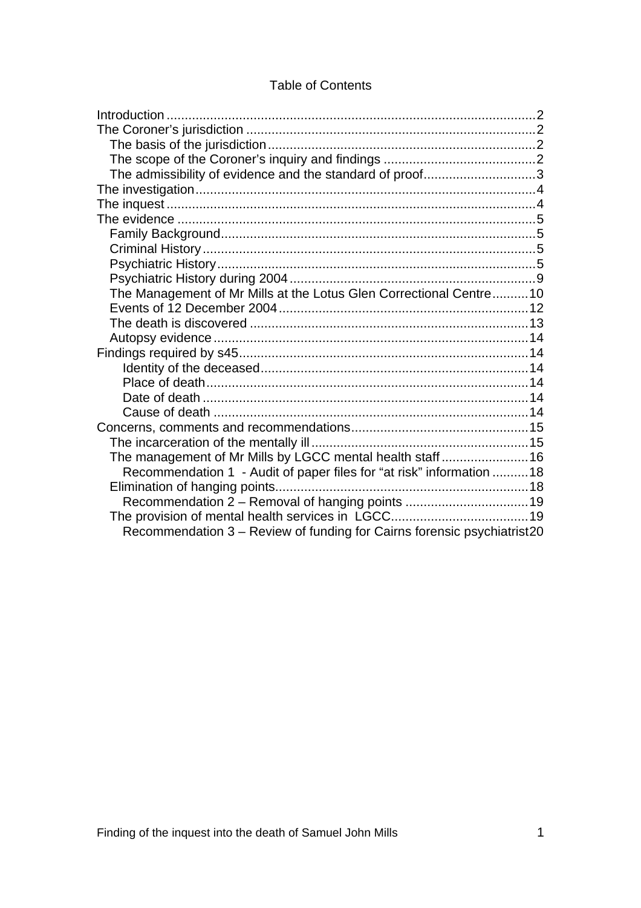Table of Contents

- Introduction .......... 2
- The Coroner's jurisdiction .......... 2
  - The basis of the jurisdiction .......... 2
  - The scope of the Coroner's inquiry and findings .......... 2
  - The admissibility of evidence and the standard of proof .......... 3
- The investigation .......... 4
- The inquest .......... 4
- The evidence .......... 5
  - Family Background .......... 5
  - Criminal History .......... 5
  - Psychiatric History .......... 5
  - Psychiatric History during 2004 .......... 9
  - The Management of Mr Mills at the Lotus Glen Correctional Centre .......... 10
  - Events of 12 December 2004 .......... 12
  - The death is discovered .......... 13
  - Autopsy evidence .......... 14
- Findings required by s45 .......... 14
    - Identity of the deceased .......... 14
    - Place of death .......... 14
    - Date of death .......... 14
    - Cause of death .......... 14
- Concerns, comments and recommendations .......... 15
  - The incarceration of the mentally ill .......... 15
  - The management of Mr Mills by LGCC mental health staff .......... 16
    - Recommendation 1 - Audit of paper files for "at risk" information .......... 18
  - Elimination of hanging points .......... 18
    - Recommendation 2 – Removal of hanging points .......... 19
  - The provision of mental health services in LGCC .......... 19
    - Recommendation 3 – Review of funding for Cairns forensic psychiatrist .......... 20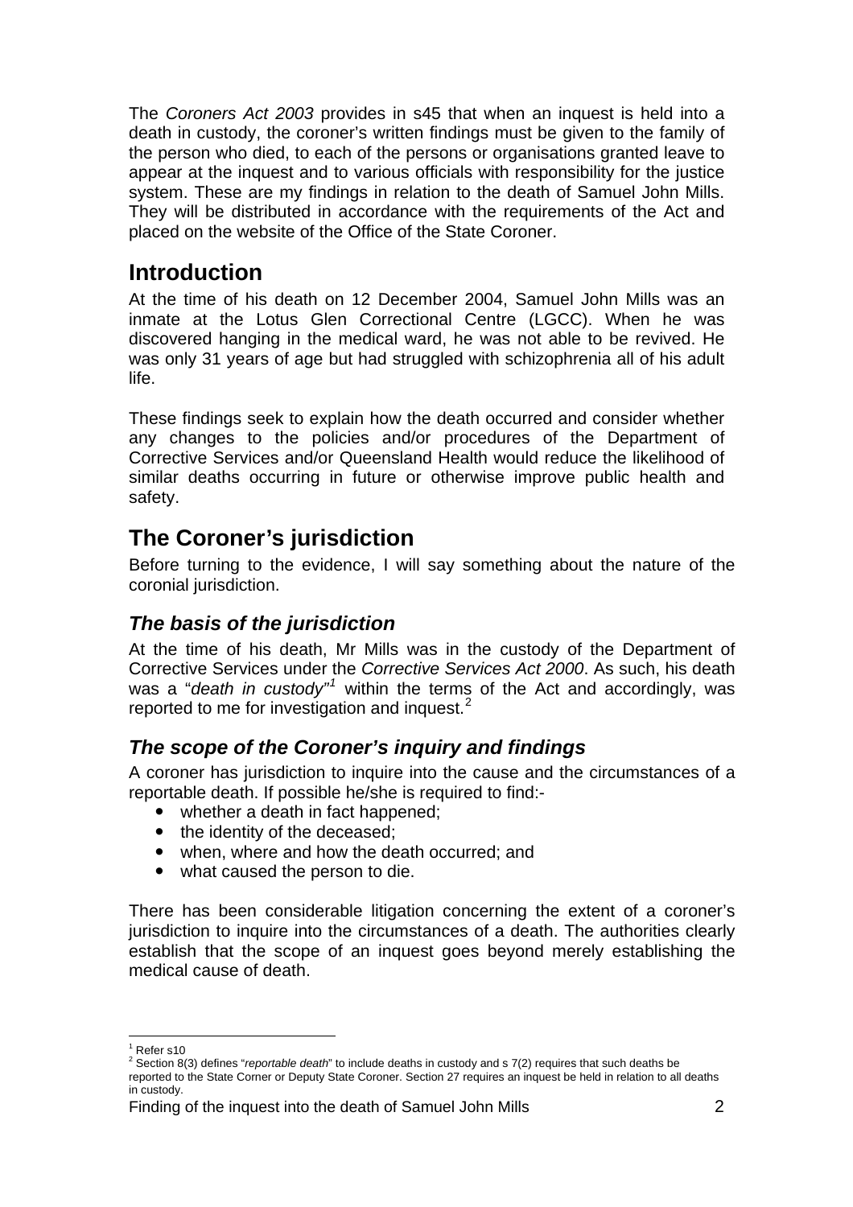The *Coroners Act 2003* provides in s45 that when an inquest is held into a death in custody, the coroner's written findings must be given to the family of the person who died, to each of the persons or organisations granted leave to appear at the inquest and to various officials with responsibility for the justice system. These are my findings in relation to the death of Samuel John Mills. They will be distributed in accordance with the requirements of the Act and placed on the website of the Office of the State Coroner.

## Introduction

At the time of his death on 12 December 2004, Samuel John Mills was an inmate at the Lotus Glen Correctional Centre (LGCC). When he was discovered hanging in the medical ward, he was not able to be revived. He was only 31 years of age but had struggled with schizophrenia all of his adult life.

These findings seek to explain how the death occurred and consider whether any changes to the policies and/or procedures of the Department of Corrective Services and/or Queensland Health would reduce the likelihood of similar deaths occurring in future or otherwise improve public health and safety.

## The Coroner's jurisdiction

Before turning to the evidence, I will say something about the nature of the coronial jurisdiction.

### *The basis of the jurisdiction*

At the time of his death, Mr Mills was in the custody of the Department of Corrective Services under the *Corrective Services Act 2000*. As such, his death was a "*death in custody*"[1] within the terms of the Act and accordingly, was reported to me for investigation and inquest.[2]

### *The scope of the Coroner's inquiry and findings*

A coroner has jurisdiction to inquire into the cause and the circumstances of a reportable death. If possible he/she is required to find:-

- whether a death in fact happened;
- the identity of the deceased;
- when, where and how the death occurred; and
- what caused the person to die.

There has been considerable litigation concerning the extent of a coroner's jurisdiction to inquire into the circumstances of a death. The authorities clearly establish that the scope of an inquest goes beyond merely establishing the medical cause of death.

---

[1] Refer s10

[2] Section 8(3) defines "*reportable death*" to include deaths in custody and s 7(2) requires that such deaths be reported to the State Corner or Deputy State Coroner. Section 27 requires an inquest be held in relation to all deaths in custody.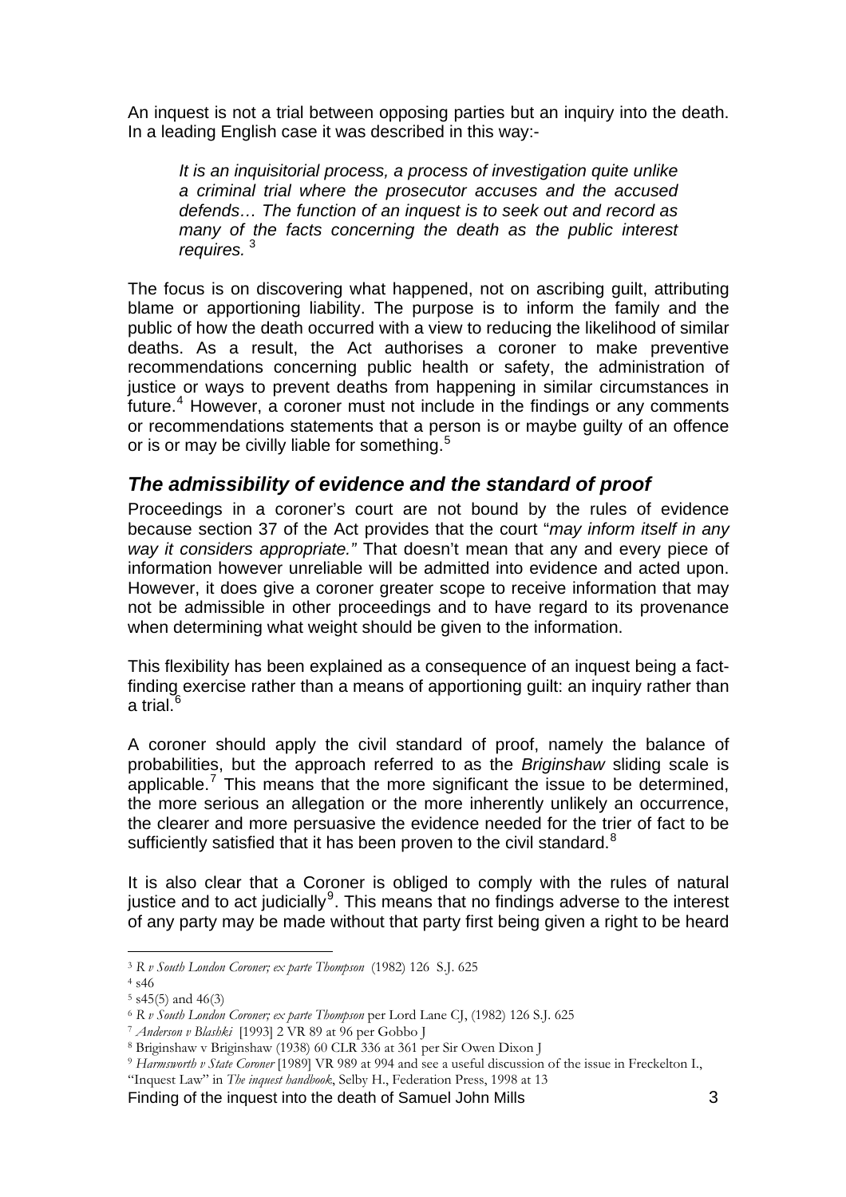An inquest is not a trial between opposing parties but an inquiry into the death. In a leading English case it was described in this way:-

> *It is an inquisitorial process, a process of investigation quite unlike a criminal trial where the prosecutor accuses and the accused defends… The function of an inquest is to seek out and record as many of the facts concerning the death as the public interest requires.* [3]

The focus is on discovering what happened, not on ascribing guilt, attributing blame or apportioning liability. The purpose is to inform the family and the public of how the death occurred with a view to reducing the likelihood of similar deaths. As a result, the Act authorises a coroner to make preventive recommendations concerning public health or safety, the administration of justice or ways to prevent deaths from happening in similar circumstances in future.[4] However, a coroner must not include in the findings or any comments or recommendations statements that a person is or maybe guilty of an offence or is or may be civilly liable for something.[5]

## *The admissibility of evidence and the standard of proof*

Proceedings in a coroner's court are not bound by the rules of evidence because section 37 of the Act provides that the court "*may inform itself in any way it considers appropriate."* That doesn't mean that any and every piece of information however unreliable will be admitted into evidence and acted upon. However, it does give a coroner greater scope to receive information that may not be admissible in other proceedings and to have regard to its provenance when determining what weight should be given to the information.

This flexibility has been explained as a consequence of an inquest being a fact-finding exercise rather than a means of apportioning guilt: an inquiry rather than a trial.[6]

A coroner should apply the civil standard of proof, namely the balance of probabilities, but the approach referred to as the *Briginshaw* sliding scale is applicable.[7] This means that the more significant the issue to be determined, the more serious an allegation or the more inherently unlikely an occurrence, the clearer and more persuasive the evidence needed for the trier of fact to be sufficiently satisfied that it has been proven to the civil standard.[8]

It is also clear that a Coroner is obliged to comply with the rules of natural justice and to act judicially[9]. This means that no findings adverse to the interest of any party may be made without that party first being given a right to be heard

---

[3] *R v South London Coroner; ex parte Thompson* (1982) 126 S.J. 625

[4] s46

[5] s45(5) and 46(3)

[6] *R v South London Coroner; ex parte Thompson* per Lord Lane CJ, (1982) 126 S.J. 625

[7] *Anderson v Blashki* [1993] 2 VR 89 at 96 per Gobbo J

[8] Briginshaw v Briginshaw (1938) 60 CLR 336 at 361 per Sir Owen Dixon J

[9] *Harmsworth v State Coroner* [1989] VR 989 at 994 and see a useful discussion of the issue in Freckelton I., "Inquest Law" in *The inquest handbook*, Selby H., Federation Press, 1998 at 13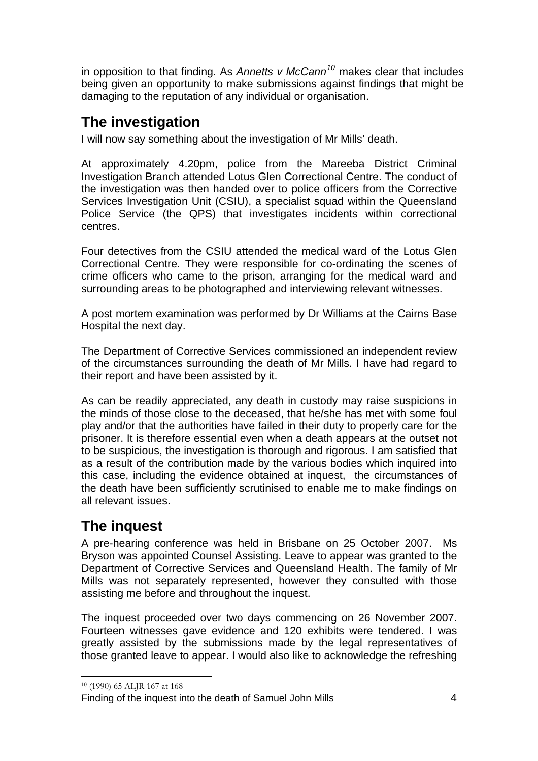in opposition to that finding. As *Annetts v McCann*[10] makes clear that includes being given an opportunity to make submissions against findings that might be damaging to the reputation of any individual or organisation.

## The investigation

I will now say something about the investigation of Mr Mills' death.

At approximately 4.20pm, police from the Mareeba District Criminal Investigation Branch attended Lotus Glen Correctional Centre. The conduct of the investigation was then handed over to police officers from the Corrective Services Investigation Unit (CSIU), a specialist squad within the Queensland Police Service (the QPS) that investigates incidents within correctional centres.

Four detectives from the CSIU attended the medical ward of the Lotus Glen Correctional Centre. They were responsible for co-ordinating the scenes of crime officers who came to the prison, arranging for the medical ward and surrounding areas to be photographed and interviewing relevant witnesses.

A post mortem examination was performed by Dr Williams at the Cairns Base Hospital the next day.

The Department of Corrective Services commissioned an independent review of the circumstances surrounding the death of Mr Mills. I have had regard to their report and have been assisted by it.

As can be readily appreciated, any death in custody may raise suspicions in the minds of those close to the deceased, that he/she has met with some foul play and/or that the authorities have failed in their duty to properly care for the prisoner. It is therefore essential even when a death appears at the outset not to be suspicious, the investigation is thorough and rigorous. I am satisfied that as a result of the contribution made by the various bodies which inquired into this case, including the evidence obtained at inquest, the circumstances of the death have been sufficiently scrutinised to enable me to make findings on all relevant issues.

## The inquest

A pre-hearing conference was held in Brisbane on 25 October 2007. Ms Bryson was appointed Counsel Assisting. Leave to appear was granted to the Department of Corrective Services and Queensland Health. The family of Mr Mills was not separately represented, however they consulted with those assisting me before and throughout the inquest.

The inquest proceeded over two days commencing on 26 November 2007. Fourteen witnesses gave evidence and 120 exhibits were tendered. I was greatly assisted by the submissions made by the legal representatives of those granted leave to appear. I would also like to acknowledge the refreshing

---

[10] (1990) 65 ALJR 167 at 168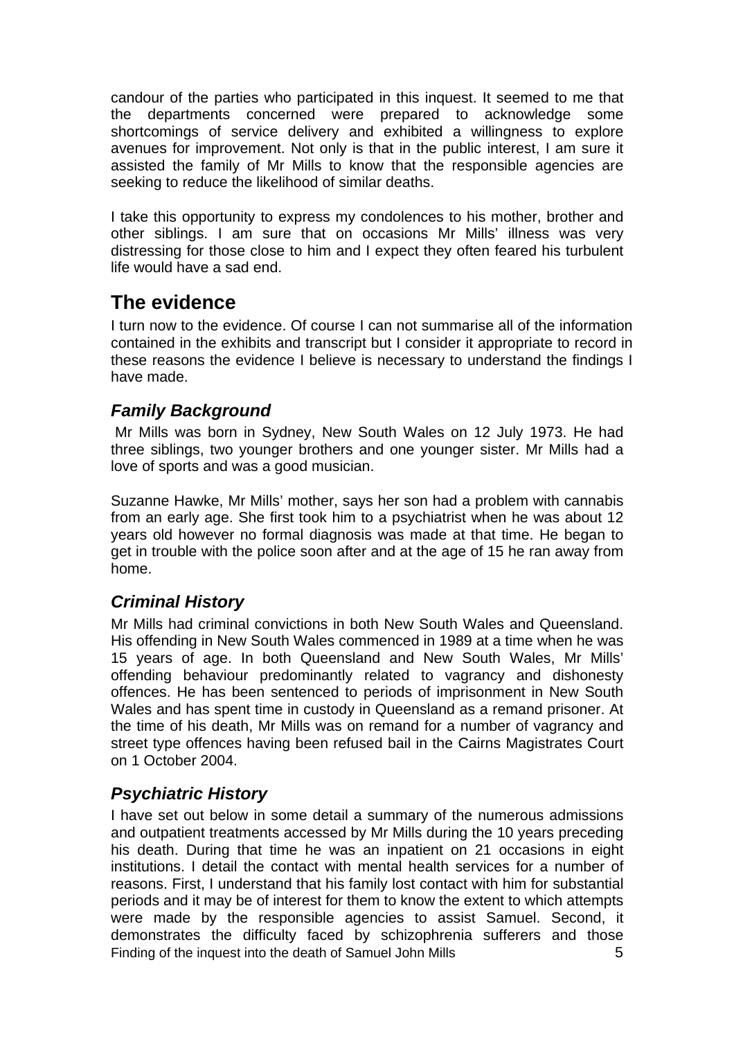candour of the parties who participated in this inquest. It seemed to me that the departments concerned were prepared to acknowledge some shortcomings of service delivery and exhibited a willingness to explore avenues for improvement. Not only is that in the public interest, I am sure it assisted the family of Mr Mills to know that the responsible agencies are seeking to reduce the likelihood of similar deaths.

I take this opportunity to express my condolences to his mother, brother and other siblings. I am sure that on occasions Mr Mills' illness was very distressing for those close to him and I expect they often feared his turbulent life would have a sad end.

## The evidence

I turn now to the evidence. Of course I can not summarise all of the information contained in the exhibits and transcript but I consider it appropriate to record in these reasons the evidence I believe is necessary to understand the findings I have made.

### *Family Background*

Mr Mills was born in Sydney, New South Wales on 12 July 1973. He had three siblings, two younger brothers and one younger sister. Mr Mills had a love of sports and was a good musician.

Suzanne Hawke, Mr Mills' mother, says her son had a problem with cannabis from an early age. She first took him to a psychiatrist when he was about 12 years old however no formal diagnosis was made at that time. He began to get in trouble with the police soon after and at the age of 15 he ran away from home.

### *Criminal History*

Mr Mills had criminal convictions in both New South Wales and Queensland. His offending in New South Wales commenced in 1989 at a time when he was 15 years of age. In both Queensland and New South Wales, Mr Mills' offending behaviour predominantly related to vagrancy and dishonesty offences. He has been sentenced to periods of imprisonment in New South Wales and has spent time in custody in Queensland as a remand prisoner. At the time of his death, Mr Mills was on remand for a number of vagrancy and street type offences having been refused bail in the Cairns Magistrates Court on 1 October 2004.

### *Psychiatric History*

I have set out below in some detail a summary of the numerous admissions and outpatient treatments accessed by Mr Mills during the 10 years preceding his death. During that time he was an inpatient on 21 occasions in eight institutions. I detail the contact with mental health services for a number of reasons. First, I understand that his family lost contact with him for substantial periods and it may be of interest for them to know the extent to which attempts were made by the responsible agencies to assist Samuel. Second, it demonstrates the difficulty faced by schizophrenia sufferers and those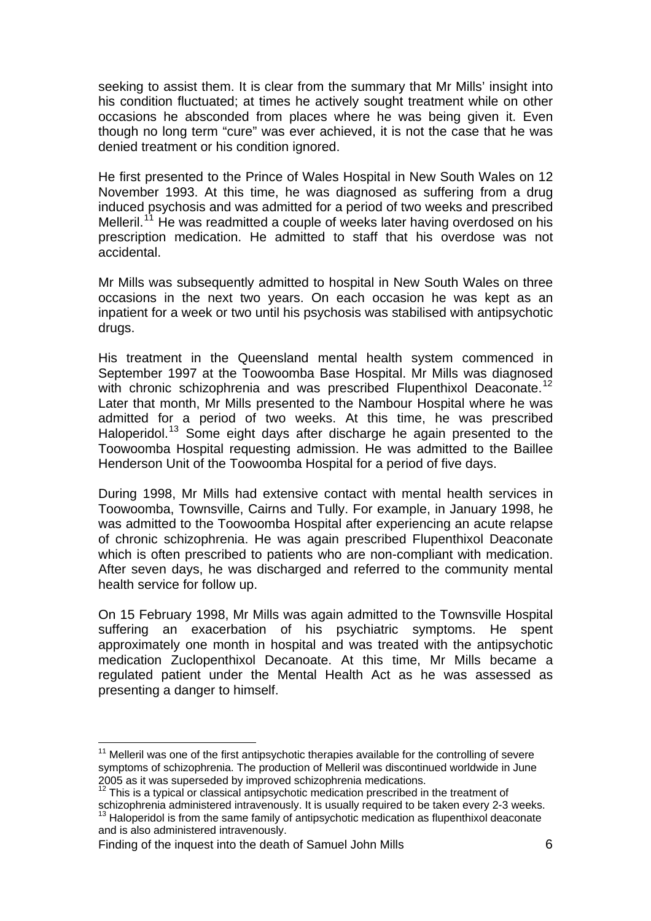seeking to assist them. It is clear from the summary that Mr Mills' insight into his condition fluctuated; at times he actively sought treatment while on other occasions he absconded from places where he was being given it. Even though no long term "cure" was ever achieved, it is not the case that he was denied treatment or his condition ignored.

He first presented to the Prince of Wales Hospital in New South Wales on 12 November 1993. At this time, he was diagnosed as suffering from a drug induced psychosis and was admitted for a period of two weeks and prescribed Melleril.[11] He was readmitted a couple of weeks later having overdosed on his prescription medication. He admitted to staff that his overdose was not accidental.

Mr Mills was subsequently admitted to hospital in New South Wales on three occasions in the next two years. On each occasion he was kept as an inpatient for a week or two until his psychosis was stabilised with antipsychotic drugs.

His treatment in the Queensland mental health system commenced in September 1997 at the Toowoomba Base Hospital. Mr Mills was diagnosed with chronic schizophrenia and was prescribed Flupenthixol Deaconate.[12] Later that month, Mr Mills presented to the Nambour Hospital where he was admitted for a period of two weeks. At this time, he was prescribed Haloperidol.[13] Some eight days after discharge he again presented to the Toowoomba Hospital requesting admission. He was admitted to the Baillee Henderson Unit of the Toowoomba Hospital for a period of five days.

During 1998, Mr Mills had extensive contact with mental health services in Toowoomba, Townsville, Cairns and Tully. For example, in January 1998, he was admitted to the Toowoomba Hospital after experiencing an acute relapse of chronic schizophrenia. He was again prescribed Flupenthixol Deaconate which is often prescribed to patients who are non-compliant with medication. After seven days, he was discharged and referred to the community mental health service for follow up.

On 15 February 1998, Mr Mills was again admitted to the Townsville Hospital suffering an exacerbation of his psychiatric symptoms. He spent approximately one month in hospital and was treated with the antipsychotic medication Zuclopenthixol Decanoate. At this time, Mr Mills became a regulated patient under the Mental Health Act as he was assessed as presenting a danger to himself.

---

[11] Melleril was one of the first antipsychotic therapies available for the controlling of severe symptoms of schizophrenia. The production of Melleril was discontinued worldwide in June 2005 as it was superseded by improved schizophrenia medications.

[12] This is a typical or classical antipsychotic medication prescribed in the treatment of schizophrenia administered intravenously. It is usually required to be taken every 2-3 weeks.

[13] Haloperidol is from the same family of antipsychotic medication as flupenthixol deaconate and is also administered intravenously.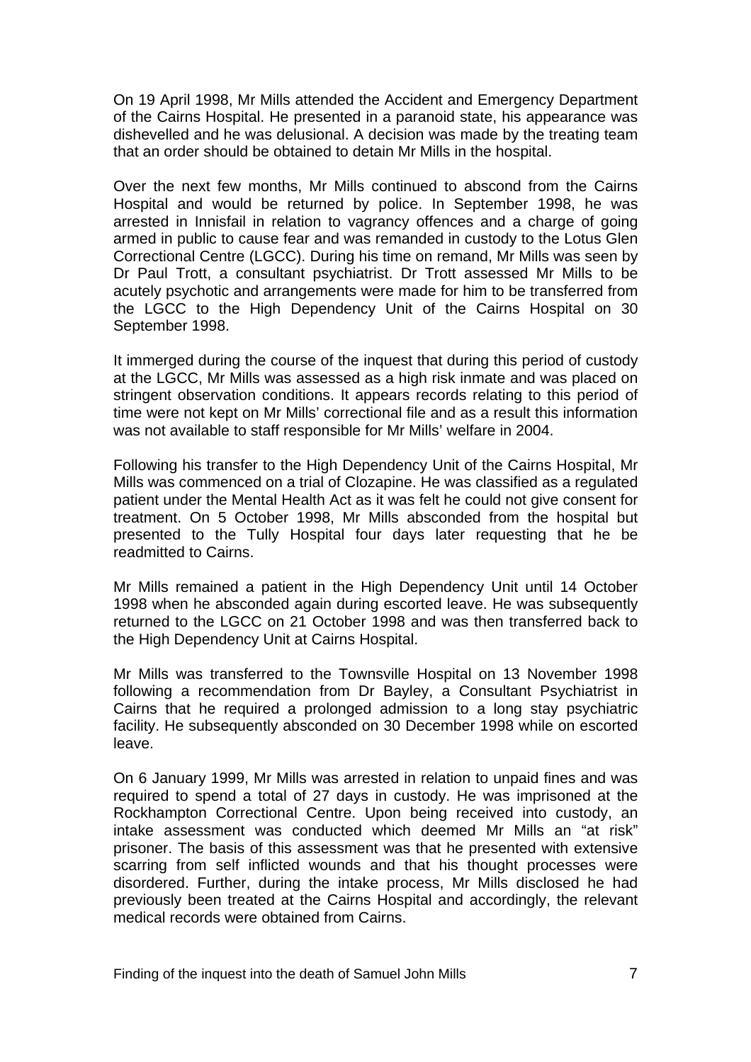On 19 April 1998, Mr Mills attended the Accident and Emergency Department of the Cairns Hospital. He presented in a paranoid state, his appearance was dishevelled and he was delusional. A decision was made by the treating team that an order should be obtained to detain Mr Mills in the hospital.

Over the next few months, Mr Mills continued to abscond from the Cairns Hospital and would be returned by police. In September 1998, he was arrested in Innisfail in relation to vagrancy offences and a charge of going armed in public to cause fear and was remanded in custody to the Lotus Glen Correctional Centre (LGCC). During his time on remand, Mr Mills was seen by Dr Paul Trott, a consultant psychiatrist. Dr Trott assessed Mr Mills to be acutely psychotic and arrangements were made for him to be transferred from the LGCC to the High Dependency Unit of the Cairns Hospital on 30 September 1998.

It immerged during the course of the inquest that during this period of custody at the LGCC, Mr Mills was assessed as a high risk inmate and was placed on stringent observation conditions. It appears records relating to this period of time were not kept on Mr Mills' correctional file and as a result this information was not available to staff responsible for Mr Mills' welfare in 2004.

Following his transfer to the High Dependency Unit of the Cairns Hospital, Mr Mills was commenced on a trial of Clozapine. He was classified as a regulated patient under the Mental Health Act as it was felt he could not give consent for treatment. On 5 October 1998, Mr Mills absconded from the hospital but presented to the Tully Hospital four days later requesting that he be readmitted to Cairns.

Mr Mills remained a patient in the High Dependency Unit until 14 October 1998 when he absconded again during escorted leave. He was subsequently returned to the LGCC on 21 October 1998 and was then transferred back to the High Dependency Unit at Cairns Hospital.

Mr Mills was transferred to the Townsville Hospital on 13 November 1998 following a recommendation from Dr Bayley, a Consultant Psychiatrist in Cairns that he required a prolonged admission to a long stay psychiatric facility. He subsequently absconded on 30 December 1998 while on escorted leave.

On 6 January 1999, Mr Mills was arrested in relation to unpaid fines and was required to spend a total of 27 days in custody. He was imprisoned at the Rockhampton Correctional Centre. Upon being received into custody, an intake assessment was conducted which deemed Mr Mills an "at risk" prisoner. The basis of this assessment was that he presented with extensive scarring from self inflicted wounds and that his thought processes were disordered. Further, during the intake process, Mr Mills disclosed he had previously been treated at the Cairns Hospital and accordingly, the relevant medical records were obtained from Cairns.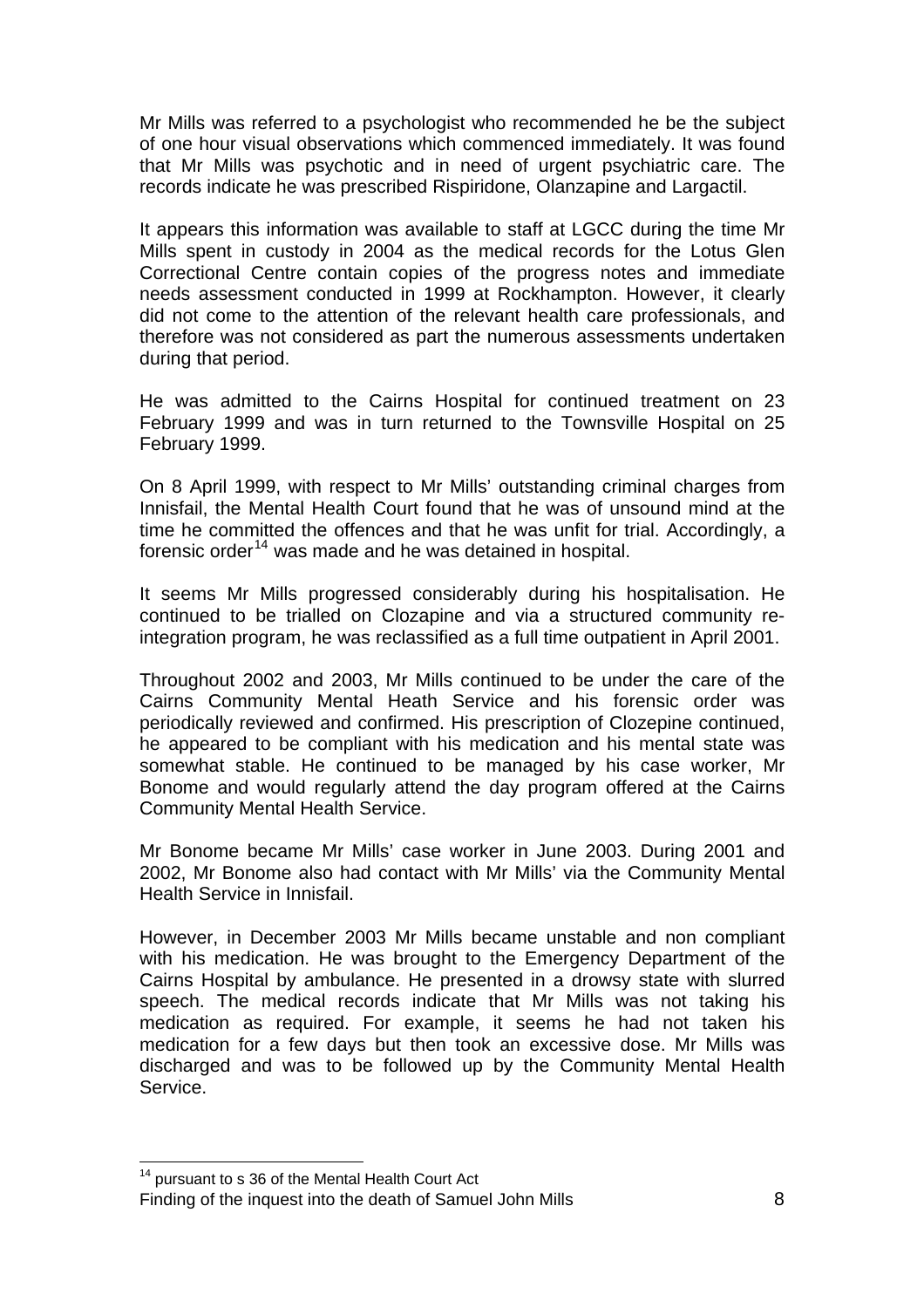Mr Mills was referred to a psychologist who recommended he be the subject of one hour visual observations which commenced immediately. It was found that Mr Mills was psychotic and in need of urgent psychiatric care. The records indicate he was prescribed Rispiridone, Olanzapine and Largactil.

It appears this information was available to staff at LGCC during the time Mr Mills spent in custody in 2004 as the medical records for the Lotus Glen Correctional Centre contain copies of the progress notes and immediate needs assessment conducted in 1999 at Rockhampton. However, it clearly did not come to the attention of the relevant health care professionals, and therefore was not considered as part the numerous assessments undertaken during that period.

He was admitted to the Cairns Hospital for continued treatment on 23 February 1999 and was in turn returned to the Townsville Hospital on 25 February 1999.

On 8 April 1999, with respect to Mr Mills' outstanding criminal charges from Innisfail, the Mental Health Court found that he was of unsound mind at the time he committed the offences and that he was unfit for trial. Accordingly, a forensic order[14] was made and he was detained in hospital.

It seems Mr Mills progressed considerably during his hospitalisation. He continued to be trialled on Clozapine and via a structured community re-integration program, he was reclassified as a full time outpatient in April 2001.

Throughout 2002 and 2003, Mr Mills continued to be under the care of the Cairns Community Mental Heath Service and his forensic order was periodically reviewed and confirmed. His prescription of Clozepine continued, he appeared to be compliant with his medication and his mental state was somewhat stable. He continued to be managed by his case worker, Mr Bonome and would regularly attend the day program offered at the Cairns Community Mental Health Service.

Mr Bonome became Mr Mills' case worker in June 2003. During 2001 and 2002, Mr Bonome also had contact with Mr Mills' via the Community Mental Health Service in Innisfail.

However, in December 2003 Mr Mills became unstable and non compliant with his medication. He was brought to the Emergency Department of the Cairns Hospital by ambulance. He presented in a drowsy state with slurred speech. The medical records indicate that Mr Mills was not taking his medication as required. For example, it seems he had not taken his medication for a few days but then took an excessive dose. Mr Mills was discharged and was to be followed up by the Community Mental Health Service.

---

[14] pursuant to s 36 of the Mental Health Court Act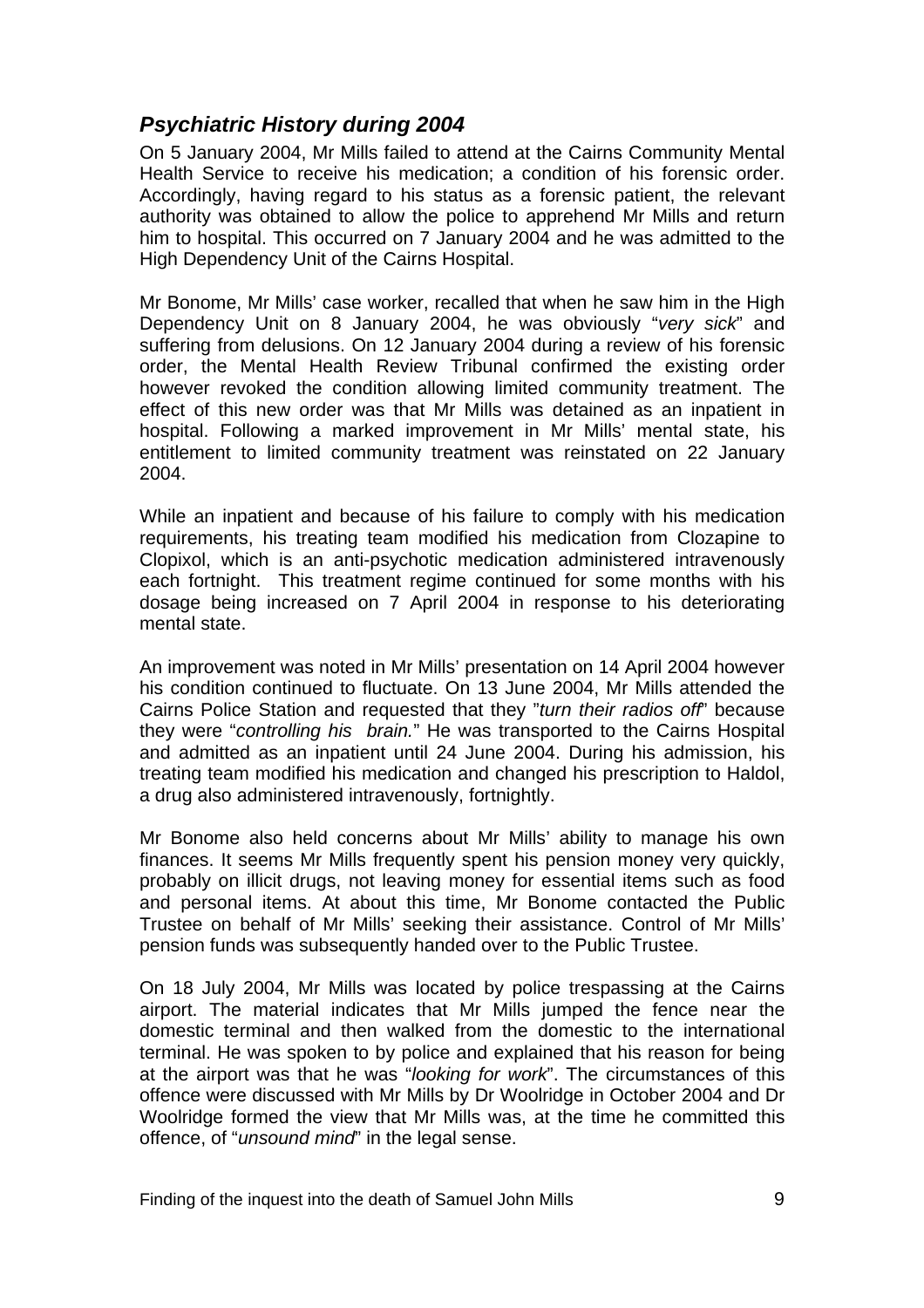### *Psychiatric History during 2004*

On 5 January 2004, Mr Mills failed to attend at the Cairns Community Mental Health Service to receive his medication; a condition of his forensic order. Accordingly, having regard to his status as a forensic patient, the relevant authority was obtained to allow the police to apprehend Mr Mills and return him to hospital. This occurred on 7 January 2004 and he was admitted to the High Dependency Unit of the Cairns Hospital.

Mr Bonome, Mr Mills' case worker, recalled that when he saw him in the High Dependency Unit on 8 January 2004, he was obviously "*very sick*" and suffering from delusions. On 12 January 2004 during a review of his forensic order, the Mental Health Review Tribunal confirmed the existing order however revoked the condition allowing limited community treatment. The effect of this new order was that Mr Mills was detained as an inpatient in hospital. Following a marked improvement in Mr Mills' mental state, his entitlement to limited community treatment was reinstated on 22 January 2004.

While an inpatient and because of his failure to comply with his medication requirements, his treating team modified his medication from Clozapine to Clopixol, which is an anti-psychotic medication administered intravenously each fortnight. This treatment regime continued for some months with his dosage being increased on 7 April 2004 in response to his deteriorating mental state.

An improvement was noted in Mr Mills' presentation on 14 April 2004 however his condition continued to fluctuate. On 13 June 2004, Mr Mills attended the Cairns Police Station and requested that they "*turn their radios off*" because they were "*controlling his brain.*" He was transported to the Cairns Hospital and admitted as an inpatient until 24 June 2004. During his admission, his treating team modified his medication and changed his prescription to Haldol, a drug also administered intravenously, fortnightly.

Mr Bonome also held concerns about Mr Mills' ability to manage his own finances. It seems Mr Mills frequently spent his pension money very quickly, probably on illicit drugs, not leaving money for essential items such as food and personal items. At about this time, Mr Bonome contacted the Public Trustee on behalf of Mr Mills' seeking their assistance. Control of Mr Mills' pension funds was subsequently handed over to the Public Trustee.

On 18 July 2004, Mr Mills was located by police trespassing at the Cairns airport. The material indicates that Mr Mills jumped the fence near the domestic terminal and then walked from the domestic to the international terminal. He was spoken to by police and explained that his reason for being at the airport was that he was "*looking for work*". The circumstances of this offence were discussed with Mr Mills by Dr Woolridge in October 2004 and Dr Woolridge formed the view that Mr Mills was, at the time he committed this offence, of "*unsound mind*" in the legal sense.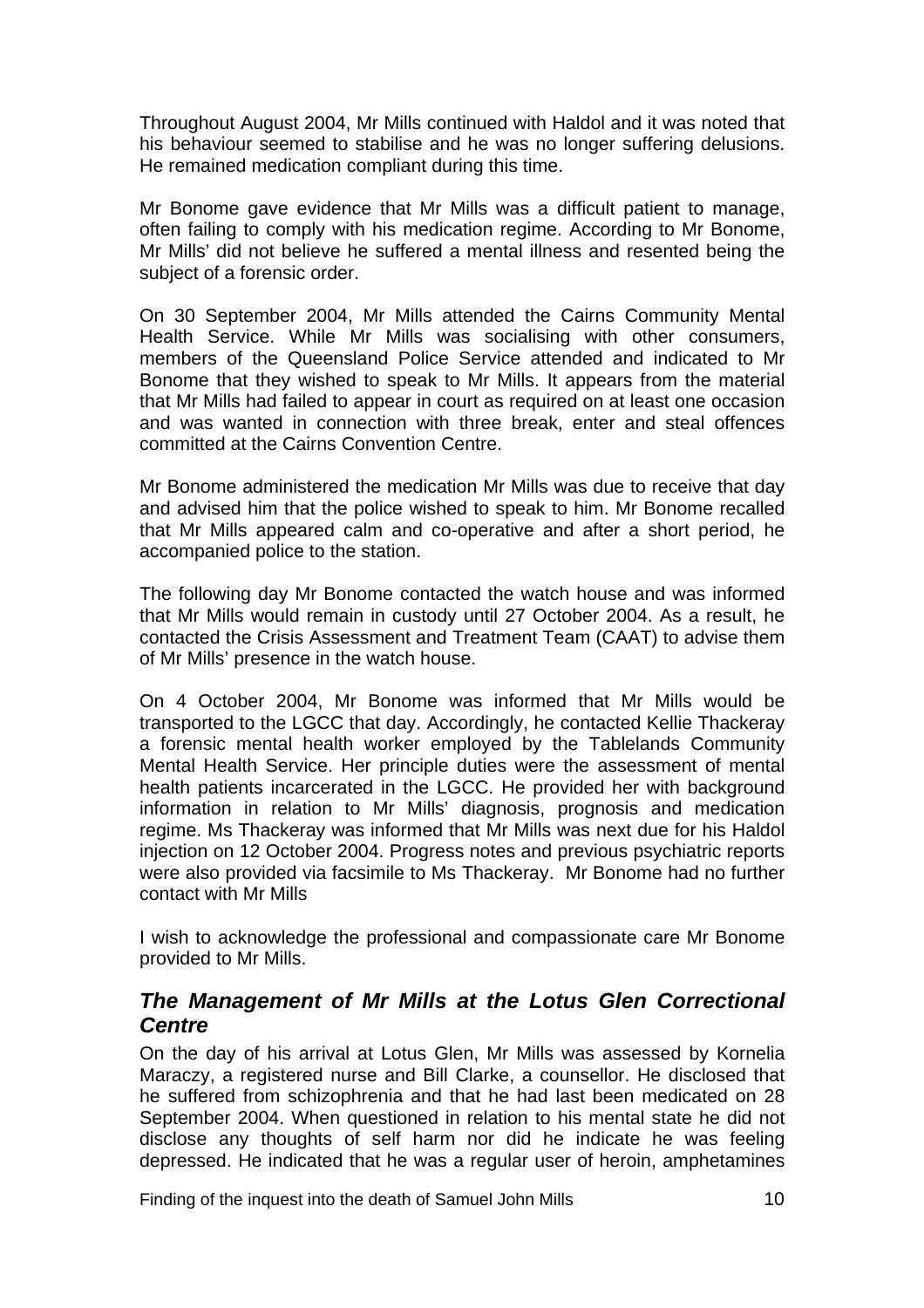Throughout August 2004, Mr Mills continued with Haldol and it was noted that his behaviour seemed to stabilise and he was no longer suffering delusions. He remained medication compliant during this time.

Mr Bonome gave evidence that Mr Mills was a difficult patient to manage, often failing to comply with his medication regime. According to Mr Bonome, Mr Mills' did not believe he suffered a mental illness and resented being the subject of a forensic order.

On 30 September 2004, Mr Mills attended the Cairns Community Mental Health Service. While Mr Mills was socialising with other consumers, members of the Queensland Police Service attended and indicated to Mr Bonome that they wished to speak to Mr Mills. It appears from the material that Mr Mills had failed to appear in court as required on at least one occasion and was wanted in connection with three break, enter and steal offences committed at the Cairns Convention Centre.

Mr Bonome administered the medication Mr Mills was due to receive that day and advised him that the police wished to speak to him. Mr Bonome recalled that Mr Mills appeared calm and co-operative and after a short period, he accompanied police to the station.

The following day Mr Bonome contacted the watch house and was informed that Mr Mills would remain in custody until 27 October 2004. As a result, he contacted the Crisis Assessment and Treatment Team (CAAT) to advise them of Mr Mills' presence in the watch house.

On 4 October 2004, Mr Bonome was informed that Mr Mills would be transported to the LGCC that day. Accordingly, he contacted Kellie Thackeray a forensic mental health worker employed by the Tablelands Community Mental Health Service. Her principle duties were the assessment of mental health patients incarcerated in the LGCC. He provided her with background information in relation to Mr Mills' diagnosis, prognosis and medication regime. Ms Thackeray was informed that Mr Mills was next due for his Haldol injection on 12 October 2004. Progress notes and previous psychiatric reports were also provided via facsimile to Ms Thackeray. Mr Bonome had no further contact with Mr Mills

I wish to acknowledge the professional and compassionate care Mr Bonome provided to Mr Mills.

### *The Management of Mr Mills at the Lotus Glen Correctional Centre*

On the day of his arrival at Lotus Glen, Mr Mills was assessed by Kornelia Maraczy, a registered nurse and Bill Clarke, a counsellor. He disclosed that he suffered from schizophrenia and that he had last been medicated on 28 September 2004. When questioned in relation to his mental state he did not disclose any thoughts of self harm nor did he indicate he was feeling depressed. He indicated that he was a regular user of heroin, amphetamines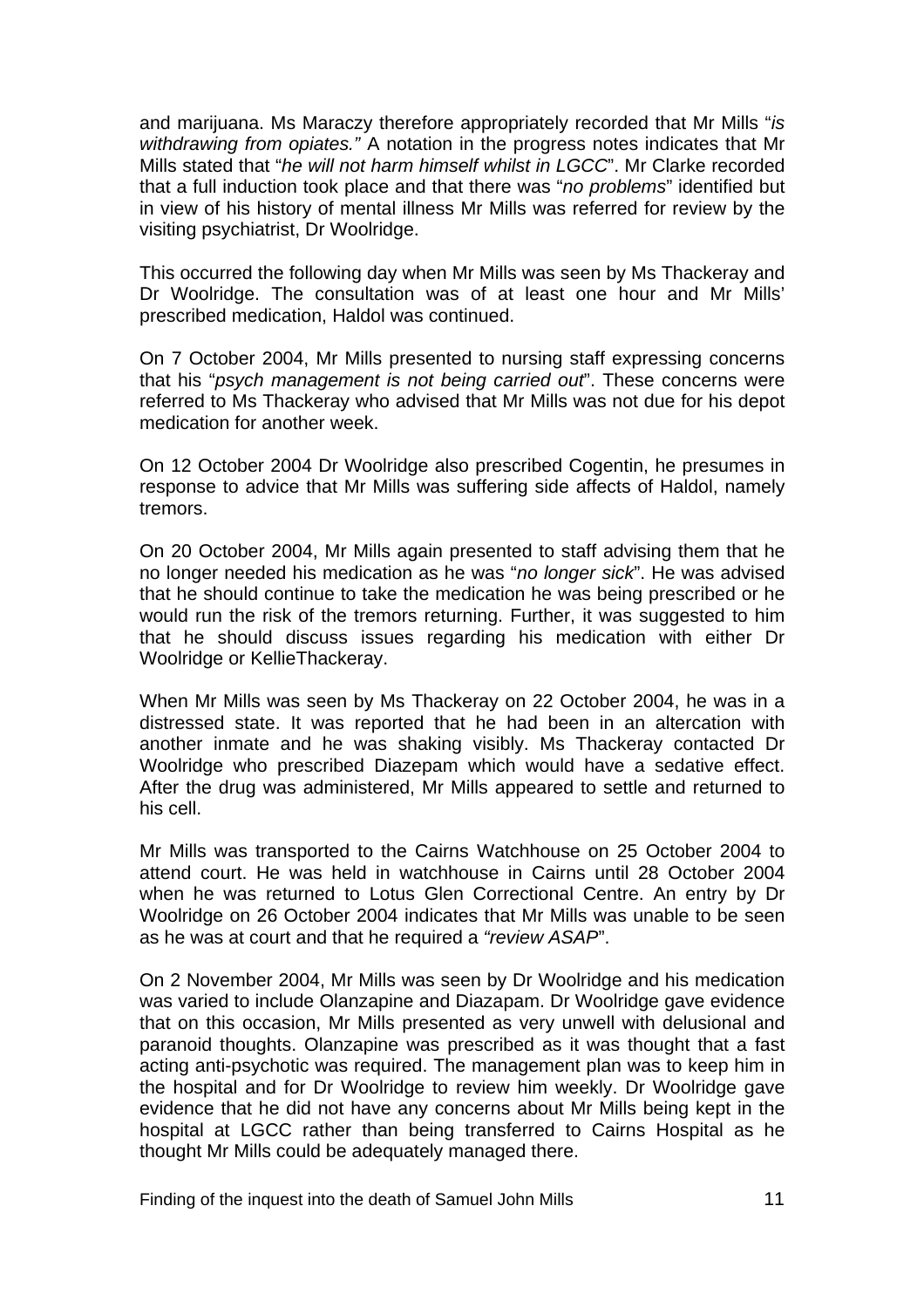and marijuana. Ms Maraczy therefore appropriately recorded that Mr Mills "*is withdrawing from opiates."* A notation in the progress notes indicates that Mr Mills stated that "*he will not harm himself whilst in LGCC*". Mr Clarke recorded that a full induction took place and that there was "*no problems*" identified but in view of his history of mental illness Mr Mills was referred for review by the visiting psychiatrist, Dr Woolridge.

This occurred the following day when Mr Mills was seen by Ms Thackeray and Dr Woolridge. The consultation was of at least one hour and Mr Mills' prescribed medication, Haldol was continued.

On 7 October 2004, Mr Mills presented to nursing staff expressing concerns that his "*psych management is not being carried out*". These concerns were referred to Ms Thackeray who advised that Mr Mills was not due for his depot medication for another week.

On 12 October 2004 Dr Woolridge also prescribed Cogentin, he presumes in response to advice that Mr Mills was suffering side affects of Haldol, namely tremors.

On 20 October 2004, Mr Mills again presented to staff advising them that he no longer needed his medication as he was "*no longer sick*". He was advised that he should continue to take the medication he was being prescribed or he would run the risk of the tremors returning. Further, it was suggested to him that he should discuss issues regarding his medication with either Dr Woolridge or KellieThackeray.

When Mr Mills was seen by Ms Thackeray on 22 October 2004, he was in a distressed state. It was reported that he had been in an altercation with another inmate and he was shaking visibly. Ms Thackeray contacted Dr Woolridge who prescribed Diazepam which would have a sedative effect. After the drug was administered, Mr Mills appeared to settle and returned to his cell.

Mr Mills was transported to the Cairns Watchhouse on 25 October 2004 to attend court. He was held in watchhouse in Cairns until 28 October 2004 when he was returned to Lotus Glen Correctional Centre. An entry by Dr Woolridge on 26 October 2004 indicates that Mr Mills was unable to be seen as he was at court and that he required a *"review ASAP*".

On 2 November 2004, Mr Mills was seen by Dr Woolridge and his medication was varied to include Olanzapine and Diazapam. Dr Woolridge gave evidence that on this occasion, Mr Mills presented as very unwell with delusional and paranoid thoughts. Olanzapine was prescribed as it was thought that a fast acting anti-psychotic was required. The management plan was to keep him in the hospital and for Dr Woolridge to review him weekly. Dr Woolridge gave evidence that he did not have any concerns about Mr Mills being kept in the hospital at LGCC rather than being transferred to Cairns Hospital as he thought Mr Mills could be adequately managed there.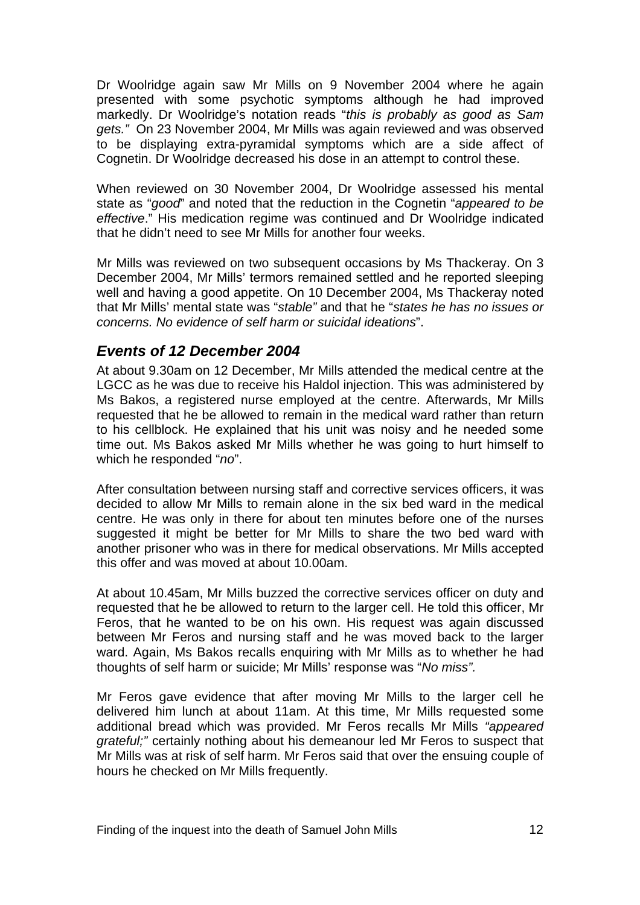Dr Woolridge again saw Mr Mills on 9 November 2004 where he again presented with some psychotic symptoms although he had improved markedly. Dr Woolridge's notation reads "*this is probably as good as Sam gets."* On 23 November 2004, Mr Mills was again reviewed and was observed to be displaying extra-pyramidal symptoms which are a side affect of Cognetin. Dr Woolridge decreased his dose in an attempt to control these.

When reviewed on 30 November 2004, Dr Woolridge assessed his mental state as "*good*" and noted that the reduction in the Cognetin "*appeared to be effective*." His medication regime was continued and Dr Woolridge indicated that he didn't need to see Mr Mills for another four weeks.

Mr Mills was reviewed on two subsequent occasions by Ms Thackeray. On 3 December 2004, Mr Mills' termors remained settled and he reported sleeping well and having a good appetite. On 10 December 2004, Ms Thackeray noted that Mr Mills' mental state was "*stable"* and that he "*states he has no issues or concerns. No evidence of self harm or suicidal ideations*".

## *Events of 12 December 2004*

At about 9.30am on 12 December, Mr Mills attended the medical centre at the LGCC as he was due to receive his Haldol injection. This was administered by Ms Bakos, a registered nurse employed at the centre. Afterwards, Mr Mills requested that he be allowed to remain in the medical ward rather than return to his cellblock. He explained that his unit was noisy and he needed some time out. Ms Bakos asked Mr Mills whether he was going to hurt himself to which he responded "*no*".

After consultation between nursing staff and corrective services officers, it was decided to allow Mr Mills to remain alone in the six bed ward in the medical centre. He was only in there for about ten minutes before one of the nurses suggested it might be better for Mr Mills to share the two bed ward with another prisoner who was in there for medical observations. Mr Mills accepted this offer and was moved at about 10.00am.

At about 10.45am, Mr Mills buzzed the corrective services officer on duty and requested that he be allowed to return to the larger cell. He told this officer, Mr Feros, that he wanted to be on his own. His request was again discussed between Mr Feros and nursing staff and he was moved back to the larger ward. Again, Ms Bakos recalls enquiring with Mr Mills as to whether he had thoughts of self harm or suicide; Mr Mills' response was "*No miss".*

Mr Feros gave evidence that after moving Mr Mills to the larger cell he delivered him lunch at about 11am. At this time, Mr Mills requested some additional bread which was provided. Mr Feros recalls Mr Mills *"appeared grateful;"* certainly nothing about his demeanour led Mr Feros to suspect that Mr Mills was at risk of self harm. Mr Feros said that over the ensuing couple of hours he checked on Mr Mills frequently.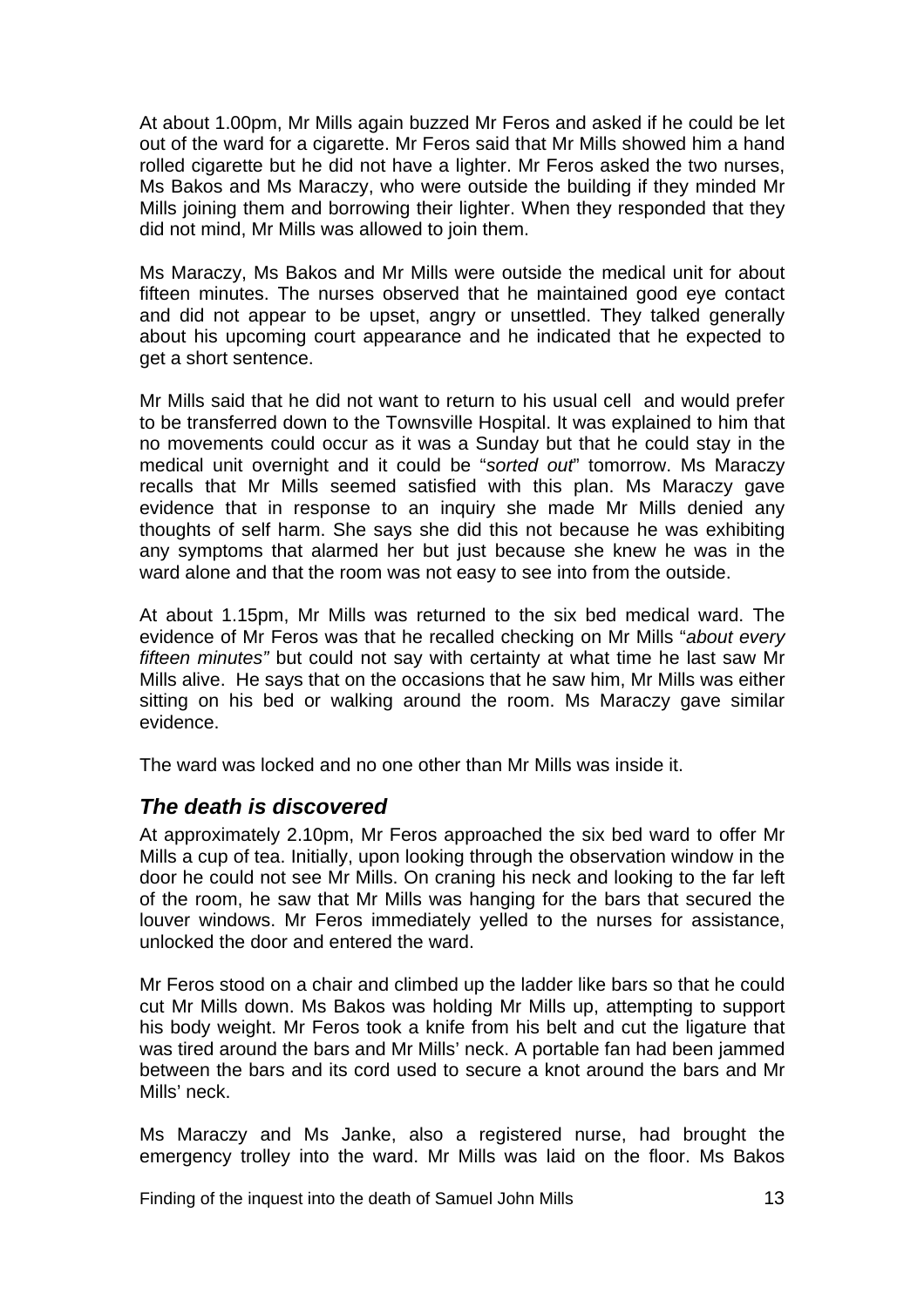At about 1.00pm, Mr Mills again buzzed Mr Feros and asked if he could be let out of the ward for a cigarette. Mr Feros said that Mr Mills showed him a hand rolled cigarette but he did not have a lighter. Mr Feros asked the two nurses, Ms Bakos and Ms Maraczy, who were outside the building if they minded Mr Mills joining them and borrowing their lighter. When they responded that they did not mind, Mr Mills was allowed to join them.

Ms Maraczy, Ms Bakos and Mr Mills were outside the medical unit for about fifteen minutes. The nurses observed that he maintained good eye contact and did not appear to be upset, angry or unsettled. They talked generally about his upcoming court appearance and he indicated that he expected to get a short sentence.

Mr Mills said that he did not want to return to his usual cell and would prefer to be transferred down to the Townsville Hospital. It was explained to him that no movements could occur as it was a Sunday but that he could stay in the medical unit overnight and it could be "*sorted out*" tomorrow. Ms Maraczy recalls that Mr Mills seemed satisfied with this plan. Ms Maraczy gave evidence that in response to an inquiry she made Mr Mills denied any thoughts of self harm. She says she did this not because he was exhibiting any symptoms that alarmed her but just because she knew he was in the ward alone and that the room was not easy to see into from the outside.

At about 1.15pm, Mr Mills was returned to the six bed medical ward. The evidence of Mr Feros was that he recalled checking on Mr Mills "*about every fifteen minutes"* but could not say with certainty at what time he last saw Mr Mills alive. He says that on the occasions that he saw him, Mr Mills was either sitting on his bed or walking around the room. Ms Maraczy gave similar evidence.

The ward was locked and no one other than Mr Mills was inside it.

## *The death is discovered*

At approximately 2.10pm, Mr Feros approached the six bed ward to offer Mr Mills a cup of tea. Initially, upon looking through the observation window in the door he could not see Mr Mills. On craning his neck and looking to the far left of the room, he saw that Mr Mills was hanging for the bars that secured the louver windows. Mr Feros immediately yelled to the nurses for assistance, unlocked the door and entered the ward.

Mr Feros stood on a chair and climbed up the ladder like bars so that he could cut Mr Mills down. Ms Bakos was holding Mr Mills up, attempting to support his body weight. Mr Feros took a knife from his belt and cut the ligature that was tired around the bars and Mr Mills' neck. A portable fan had been jammed between the bars and its cord used to secure a knot around the bars and Mr Mills' neck.

Ms Maraczy and Ms Janke, also a registered nurse, had brought the emergency trolley into the ward. Mr Mills was laid on the floor. Ms Bakos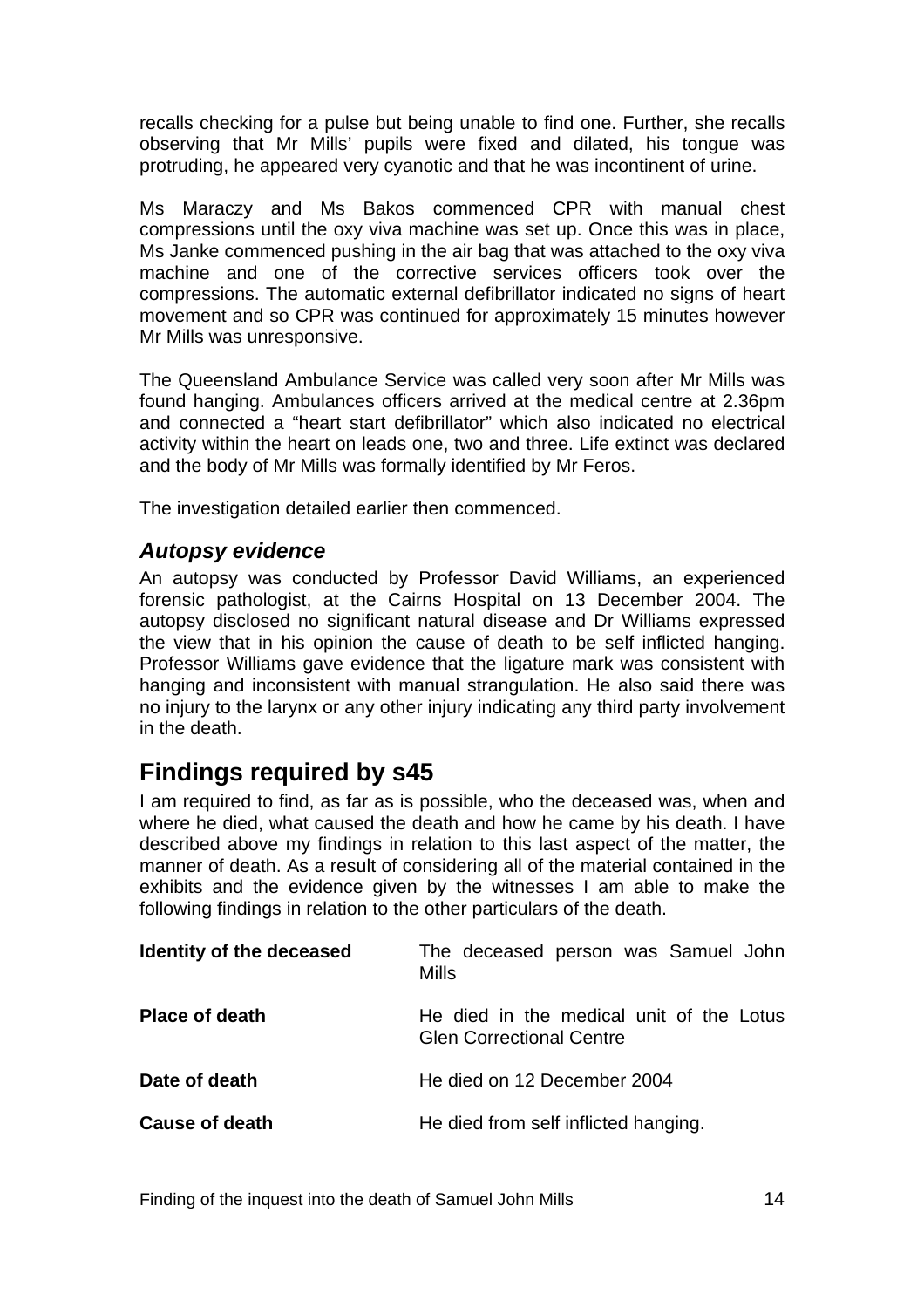recalls checking for a pulse but being unable to find one. Further, she recalls observing that Mr Mills' pupils were fixed and dilated, his tongue was protruding, he appeared very cyanotic and that he was incontinent of urine.

Ms Maraczy and Ms Bakos commenced CPR with manual chest compressions until the oxy viva machine was set up. Once this was in place, Ms Janke commenced pushing in the air bag that was attached to the oxy viva machine and one of the corrective services officers took over the compressions. The automatic external defibrillator indicated no signs of heart movement and so CPR was continued for approximately 15 minutes however Mr Mills was unresponsive.

The Queensland Ambulance Service was called very soon after Mr Mills was found hanging. Ambulances officers arrived at the medical centre at 2.36pm and connected a "heart start defibrillator" which also indicated no electrical activity within the heart on leads one, two and three. Life extinct was declared and the body of Mr Mills was formally identified by Mr Feros.

The investigation detailed earlier then commenced.

### *Autopsy evidence*

An autopsy was conducted by Professor David Williams, an experienced forensic pathologist, at the Cairns Hospital on 13 December 2004. The autopsy disclosed no significant natural disease and Dr Williams expressed the view that in his opinion the cause of death to be self inflicted hanging. Professor Williams gave evidence that the ligature mark was consistent with hanging and inconsistent with manual strangulation. He also said there was no injury to the larynx or any other injury indicating any third party involvement in the death.

## Findings required by s45

I am required to find, as far as is possible, who the deceased was, when and where he died, what caused the death and how he came by his death. I have described above my findings in relation to this last aspect of the matter, the manner of death. As a result of considering all of the material contained in the exhibits and the evidence given by the witnesses I am able to make the following findings in relation to the other particulars of the death.

| | |
|---|---|
| **Identity of the deceased** | The deceased person was Samuel John Mills |
| **Place of death** | He died in the medical unit of the Lotus Glen Correctional Centre |
| **Date of death** | He died on 12 December 2004 |
| **Cause of death** | He died from self inflicted hanging. |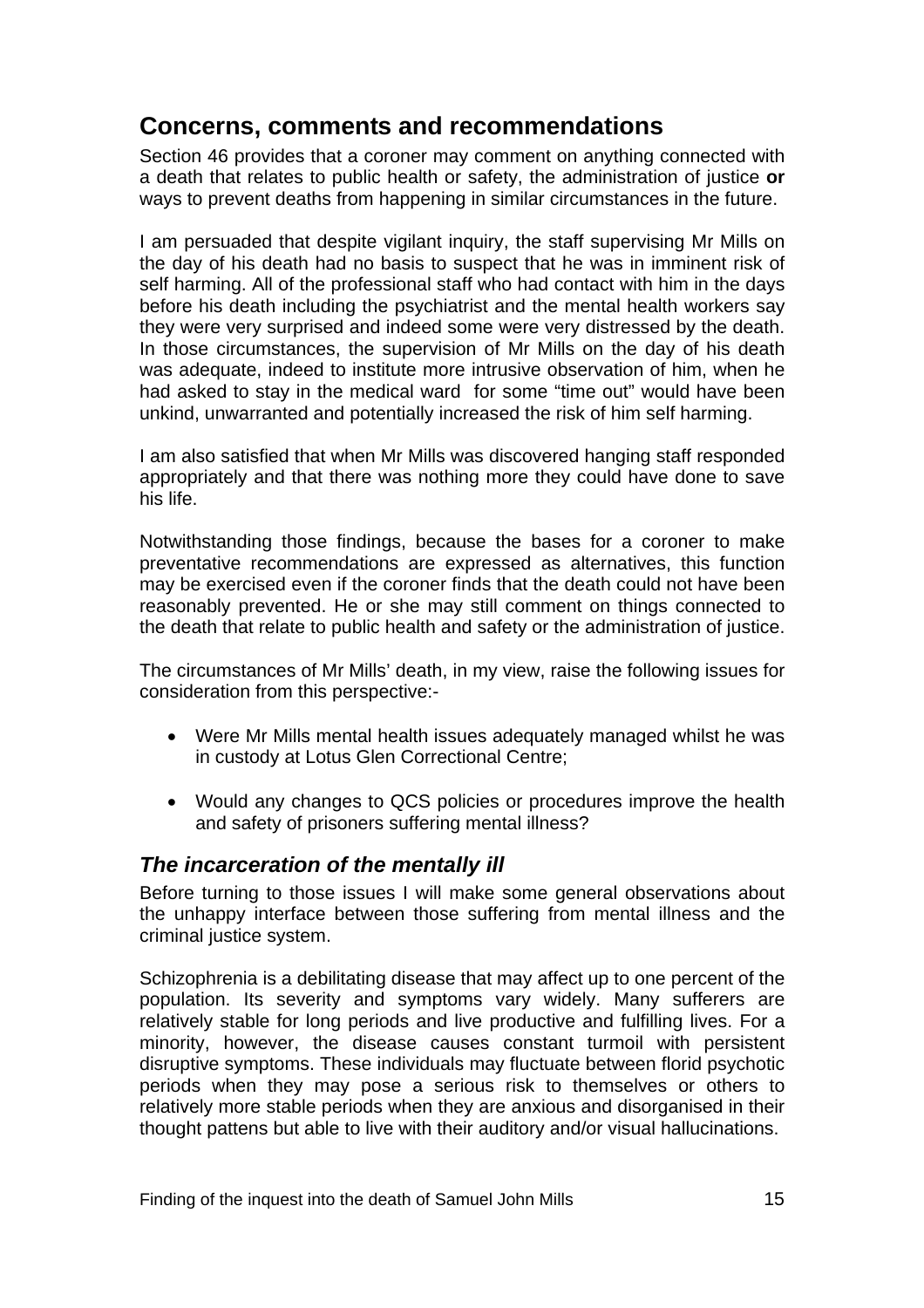## Concerns, comments and recommendations

Section 46 provides that a coroner may comment on anything connected with a death that relates to public health or safety, the administration of justice **or** ways to prevent deaths from happening in similar circumstances in the future.

I am persuaded that despite vigilant inquiry, the staff supervising Mr Mills on the day of his death had no basis to suspect that he was in imminent risk of self harming. All of the professional staff who had contact with him in the days before his death including the psychiatrist and the mental health workers say they were very surprised and indeed some were very distressed by the death. In those circumstances, the supervision of Mr Mills on the day of his death was adequate, indeed to institute more intrusive observation of him, when he had asked to stay in the medical ward for some "time out" would have been unkind, unwarranted and potentially increased the risk of him self harming.

I am also satisfied that when Mr Mills was discovered hanging staff responded appropriately and that there was nothing more they could have done to save his life.

Notwithstanding those findings, because the bases for a coroner to make preventative recommendations are expressed as alternatives, this function may be exercised even if the coroner finds that the death could not have been reasonably prevented. He or she may still comment on things connected to the death that relate to public health and safety or the administration of justice.

The circumstances of Mr Mills' death, in my view, raise the following issues for consideration from this perspective:-

- Were Mr Mills mental health issues adequately managed whilst he was in custody at Lotus Glen Correctional Centre;
- Would any changes to QCS policies or procedures improve the health and safety of prisoners suffering mental illness?

### *The incarceration of the mentally ill*

Before turning to those issues I will make some general observations about the unhappy interface between those suffering from mental illness and the criminal justice system.

Schizophrenia is a debilitating disease that may affect up to one percent of the population. Its severity and symptoms vary widely. Many sufferers are relatively stable for long periods and live productive and fulfilling lives. For a minority, however, the disease causes constant turmoil with persistent disruptive symptoms. These individuals may fluctuate between florid psychotic periods when they may pose a serious risk to themselves or others to relatively more stable periods when they are anxious and disorganised in their thought pattens but able to live with their auditory and/or visual hallucinations.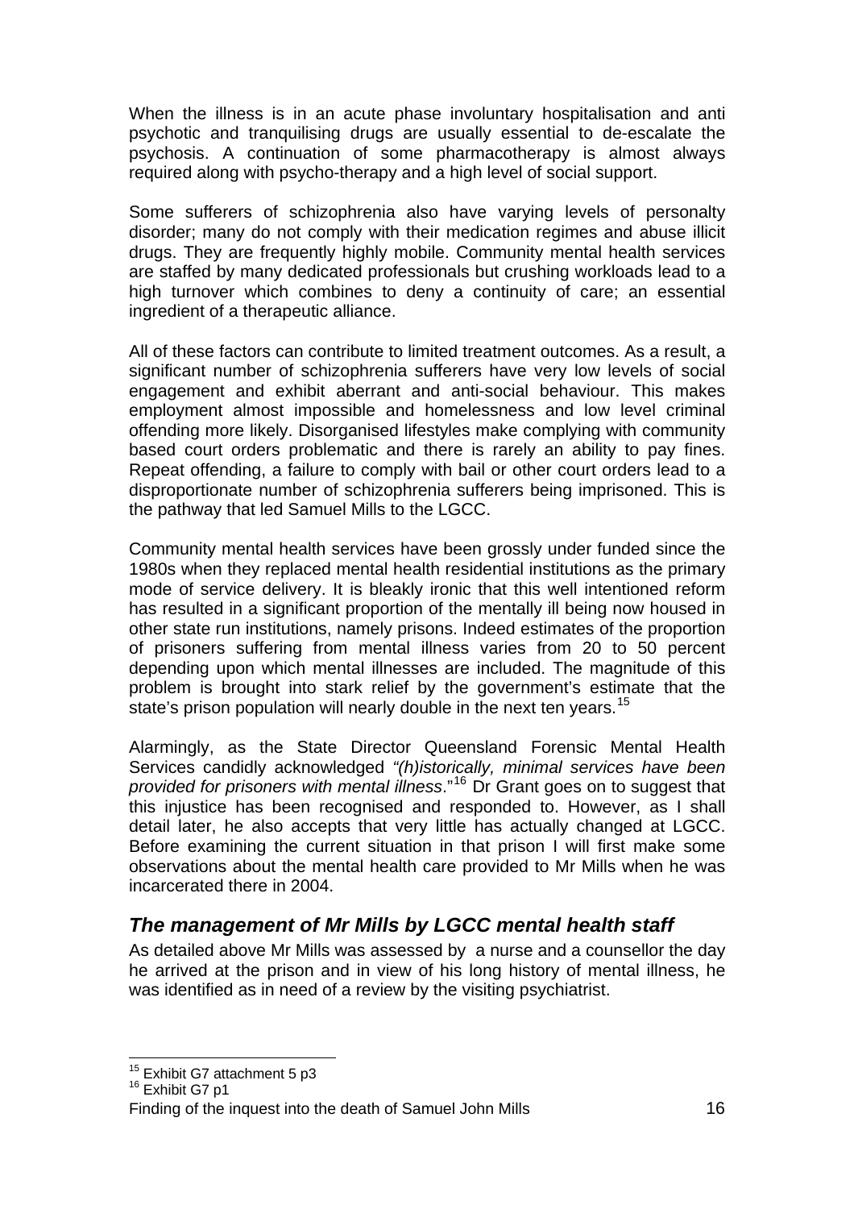When the illness is in an acute phase involuntary hospitalisation and anti psychotic and tranquilising drugs are usually essential to de-escalate the psychosis. A continuation of some pharmacotherapy is almost always required along with psycho-therapy and a high level of social support.

Some sufferers of schizophrenia also have varying levels of personalty disorder; many do not comply with their medication regimes and abuse illicit drugs. They are frequently highly mobile. Community mental health services are staffed by many dedicated professionals but crushing workloads lead to a high turnover which combines to deny a continuity of care; an essential ingredient of a therapeutic alliance.

All of these factors can contribute to limited treatment outcomes. As a result, a significant number of schizophrenia sufferers have very low levels of social engagement and exhibit aberrant and anti-social behaviour. This makes employment almost impossible and homelessness and low level criminal offending more likely. Disorganised lifestyles make complying with community based court orders problematic and there is rarely an ability to pay fines. Repeat offending, a failure to comply with bail or other court orders lead to a disproportionate number of schizophrenia sufferers being imprisoned. This is the pathway that led Samuel Mills to the LGCC.

Community mental health services have been grossly under funded since the 1980s when they replaced mental health residential institutions as the primary mode of service delivery. It is bleakly ironic that this well intentioned reform has resulted in a significant proportion of the mentally ill being now housed in other state run institutions, namely prisons. Indeed estimates of the proportion of prisoners suffering from mental illness varies from 20 to 50 percent depending upon which mental illnesses are included. The magnitude of this problem is brought into stark relief by the government's estimate that the state's prison population will nearly double in the next ten years.[15]

Alarmingly, as the State Director Queensland Forensic Mental Health Services candidly acknowledged *"(h)istorically, minimal services have been provided for prisoners with mental illness*."[16] Dr Grant goes on to suggest that this injustice has been recognised and responded to. However, as I shall detail later, he also accepts that very little has actually changed at LGCC. Before examining the current situation in that prison I will first make some observations about the mental health care provided to Mr Mills when he was incarcerated there in 2004.

## *The management of Mr Mills by LGCC mental health staff*

As detailed above Mr Mills was assessed by a nurse and a counsellor the day he arrived at the prison and in view of his long history of mental illness, he was identified as in need of a review by the visiting psychiatrist.

---

[15] Exhibit G7 attachment 5 p3

[16] Exhibit G7 p1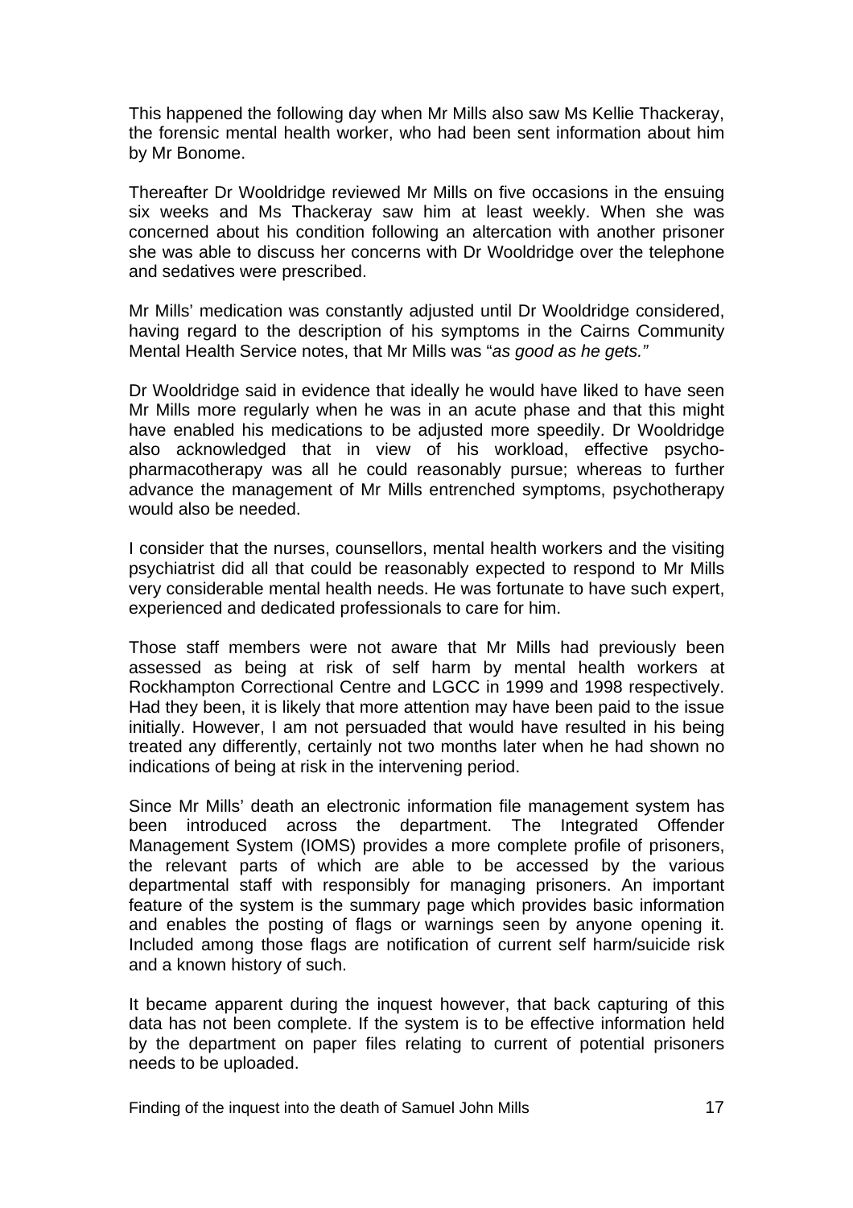This happened the following day when Mr Mills also saw Ms Kellie Thackeray, the forensic mental health worker, who had been sent information about him by Mr Bonome.

Thereafter Dr Wooldridge reviewed Mr Mills on five occasions in the ensuing six weeks and Ms Thackeray saw him at least weekly. When she was concerned about his condition following an altercation with another prisoner she was able to discuss her concerns with Dr Wooldridge over the telephone and sedatives were prescribed.

Mr Mills' medication was constantly adjusted until Dr Wooldridge considered, having regard to the description of his symptoms in the Cairns Community Mental Health Service notes, that Mr Mills was "*as good as he gets.*"

Dr Wooldridge said in evidence that ideally he would have liked to have seen Mr Mills more regularly when he was in an acute phase and that this might have enabled his medications to be adjusted more speedily. Dr Wooldridge also acknowledged that in view of his workload, effective psycho-pharmacotherapy was all he could reasonably pursue; whereas to further advance the management of Mr Mills entrenched symptoms, psychotherapy would also be needed.

I consider that the nurses, counsellors, mental health workers and the visiting psychiatrist did all that could be reasonably expected to respond to Mr Mills very considerable mental health needs. He was fortunate to have such expert, experienced and dedicated professionals to care for him.

Those staff members were not aware that Mr Mills had previously been assessed as being at risk of self harm by mental health workers at Rockhampton Correctional Centre and LGCC in 1999 and 1998 respectively. Had they been, it is likely that more attention may have been paid to the issue initially. However, I am not persuaded that would have resulted in his being treated any differently, certainly not two months later when he had shown no indications of being at risk in the intervening period.

Since Mr Mills' death an electronic information file management system has been introduced across the department. The Integrated Offender Management System (IOMS) provides a more complete profile of prisoners, the relevant parts of which are able to be accessed by the various departmental staff with responsibly for managing prisoners. An important feature of the system is the summary page which provides basic information and enables the posting of flags or warnings seen by anyone opening it. Included among those flags are notification of current self harm/suicide risk and a known history of such.

It became apparent during the inquest however, that back capturing of this data has not been complete. If the system is to be effective information held by the department on paper files relating to current of potential prisoners needs to be uploaded.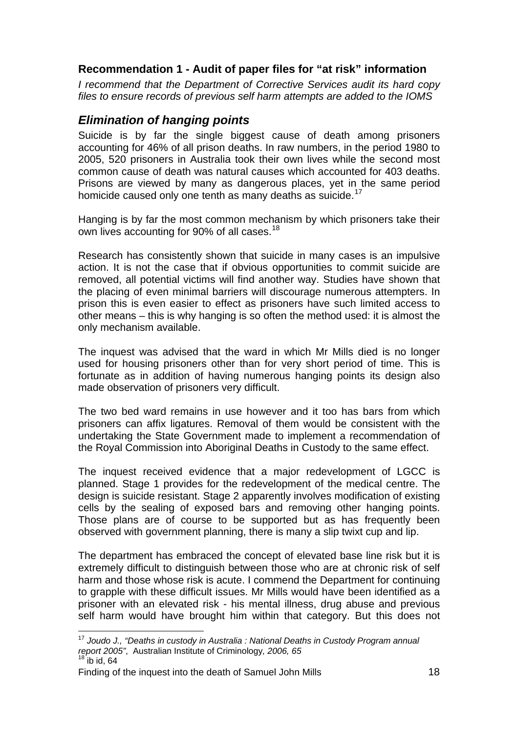### Recommendation 1 - Audit of paper files for "at risk" information

*I recommend that the Department of Corrective Services audit its hard copy files to ensure records of previous self harm attempts are added to the IOMS*

## *Elimination of hanging points*

Suicide is by far the single biggest cause of death among prisoners accounting for 46% of all prison deaths. In raw numbers, in the period 1980 to 2005, 520 prisoners in Australia took their own lives while the second most common cause of death was natural causes which accounted for 403 deaths. Prisons are viewed by many as dangerous places, yet in the same period homicide caused only one tenth as many deaths as suicide.[17]

Hanging is by far the most common mechanism by which prisoners take their own lives accounting for 90% of all cases.[18]

Research has consistently shown that suicide in many cases is an impulsive action. It is not the case that if obvious opportunities to commit suicide are removed, all potential victims will find another way. Studies have shown that the placing of even minimal barriers will discourage numerous attempters. In prison this is even easier to effect as prisoners have such limited access to other means – this is why hanging is so often the method used: it is almost the only mechanism available.

The inquest was advised that the ward in which Mr Mills died is no longer used for housing prisoners other than for very short period of time. This is fortunate as in addition of having numerous hanging points its design also made observation of prisoners very difficult.

The two bed ward remains in use however and it too has bars from which prisoners can affix ligatures. Removal of them would be consistent with the undertaking the State Government made to implement a recommendation of the Royal Commission into Aboriginal Deaths in Custody to the same effect.

The inquest received evidence that a major redevelopment of LGCC is planned. Stage 1 provides for the redevelopment of the medical centre. The design is suicide resistant. Stage 2 apparently involves modification of existing cells by the sealing of exposed bars and removing other hanging points. Those plans are of course to be supported but as has frequently been observed with government planning, there is many a slip twixt cup and lip.

The department has embraced the concept of elevated base line risk but it is extremely difficult to distinguish between those who are at chronic risk of self harm and those whose risk is acute. I commend the Department for continuing to grapple with these difficult issues. Mr Mills would have been identified as a prisoner with an elevated risk - his mental illness, drug abuse and previous self harm would have brought him within that category. But this does not

---

[17] *Joudo J., "Deaths in custody in Australia : National Deaths in Custody Program annual report 2005"*, Australian Institute of Criminology*, 2006, 65*

[18] ib id, 64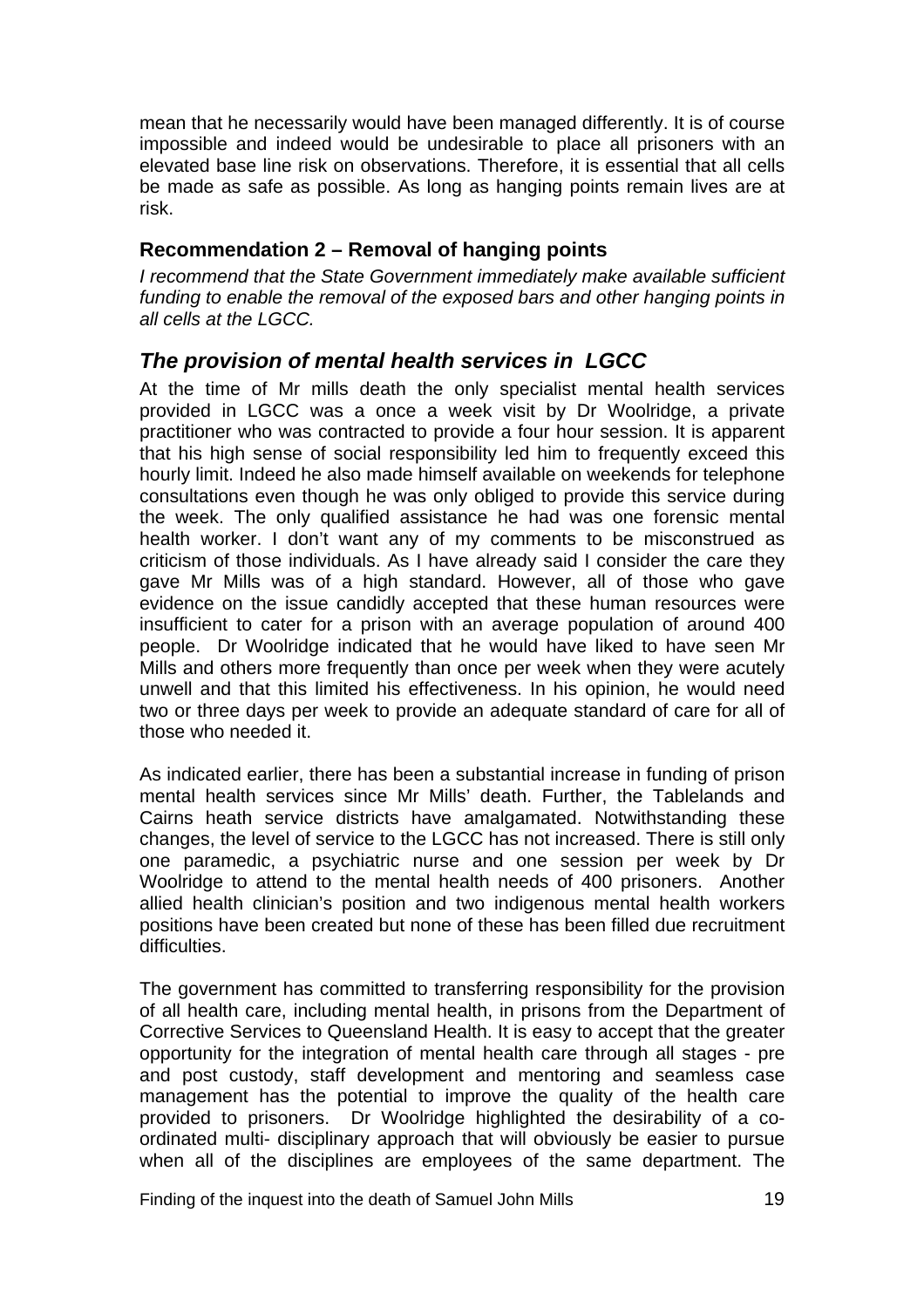mean that he necessarily would have been managed differently. It is of course impossible and indeed would be undesirable to place all prisoners with an elevated base line risk on observations. Therefore, it is essential that all cells be made as safe as possible. As long as hanging points remain lives are at risk.

### Recommendation 2 – Removal of hanging points

*I recommend that the State Government immediately make available sufficient funding to enable the removal of the exposed bars and other hanging points in all cells at the LGCC.*

## *The provision of mental health services in LGCC*

At the time of Mr mills death the only specialist mental health services provided in LGCC was a once a week visit by Dr Woolridge, a private practitioner who was contracted to provide a four hour session. It is apparent that his high sense of social responsibility led him to frequently exceed this hourly limit. Indeed he also made himself available on weekends for telephone consultations even though he was only obliged to provide this service during the week. The only qualified assistance he had was one forensic mental health worker. I don't want any of my comments to be misconstrued as criticism of those individuals. As I have already said I consider the care they gave Mr Mills was of a high standard. However, all of those who gave evidence on the issue candidly accepted that these human resources were insufficient to cater for a prison with an average population of around 400 people. Dr Woolridge indicated that he would have liked to have seen Mr Mills and others more frequently than once per week when they were acutely unwell and that this limited his effectiveness. In his opinion, he would need two or three days per week to provide an adequate standard of care for all of those who needed it.

As indicated earlier, there has been a substantial increase in funding of prison mental health services since Mr Mills' death. Further, the Tablelands and Cairns heath service districts have amalgamated. Notwithstanding these changes, the level of service to the LGCC has not increased. There is still only one paramedic, a psychiatric nurse and one session per week by Dr Woolridge to attend to the mental health needs of 400 prisoners. Another allied health clinician's position and two indigenous mental health workers positions have been created but none of these has been filled due recruitment difficulties.

The government has committed to transferring responsibility for the provision of all health care, including mental health, in prisons from the Department of Corrective Services to Queensland Health. It is easy to accept that the greater opportunity for the integration of mental health care through all stages - pre and post custody, staff development and mentoring and seamless case management has the potential to improve the quality of the health care provided to prisoners. Dr Woolridge highlighted the desirability of a co-ordinated multi- disciplinary approach that will obviously be easier to pursue when all of the disciplines are employees of the same department. The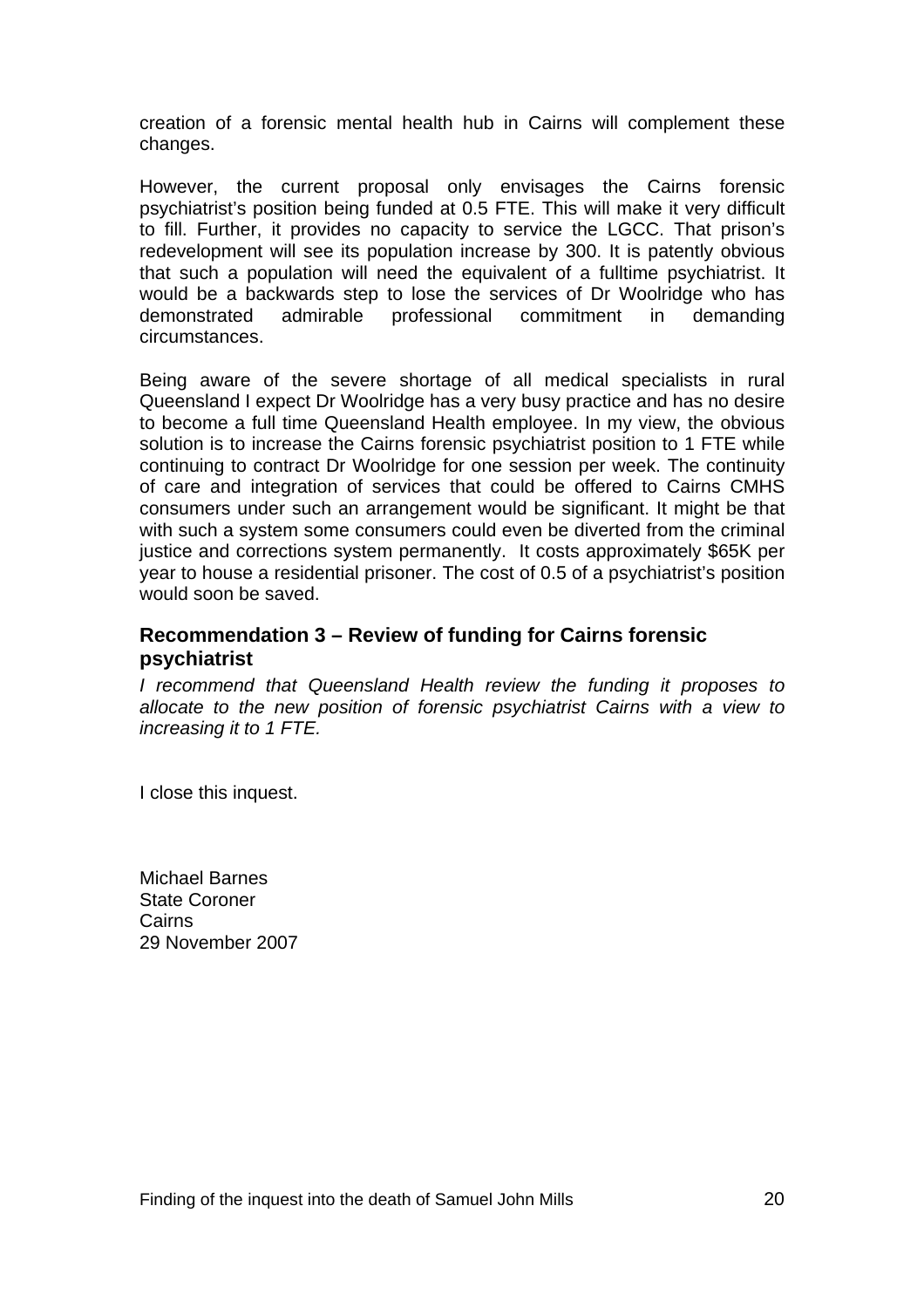creation of a forensic mental health hub in Cairns will complement these changes.

However, the current proposal only envisages the Cairns forensic psychiatrist's position being funded at 0.5 FTE. This will make it very difficult to fill. Further, it provides no capacity to service the LGCC. That prison's redevelopment will see its population increase by 300. It is patently obvious that such a population will need the equivalent of a fulltime psychiatrist. It would be a backwards step to lose the services of Dr Woolridge who has demonstrated admirable professional commitment in demanding circumstances.

Being aware of the severe shortage of all medical specialists in rural Queensland I expect Dr Woolridge has a very busy practice and has no desire to become a full time Queensland Health employee. In my view, the obvious solution is to increase the Cairns forensic psychiatrist position to 1 FTE while continuing to contract Dr Woolridge for one session per week. The continuity of care and integration of services that could be offered to Cairns CMHS consumers under such an arrangement would be significant. It might be that with such a system some consumers could even be diverted from the criminal justice and corrections system permanently. It costs approximately $65K per year to house a residential prisoner. The cost of 0.5 of a psychiatrist's position would soon be saved.

### Recommendation 3 – Review of funding for Cairns forensic psychiatrist

*I recommend that Queensland Health review the funding it proposes to allocate to the new position of forensic psychiatrist Cairns with a view to increasing it to 1 FTE.*

I close this inquest.

Michael Barnes  
State Coroner  
Cairns  
29 November 2007